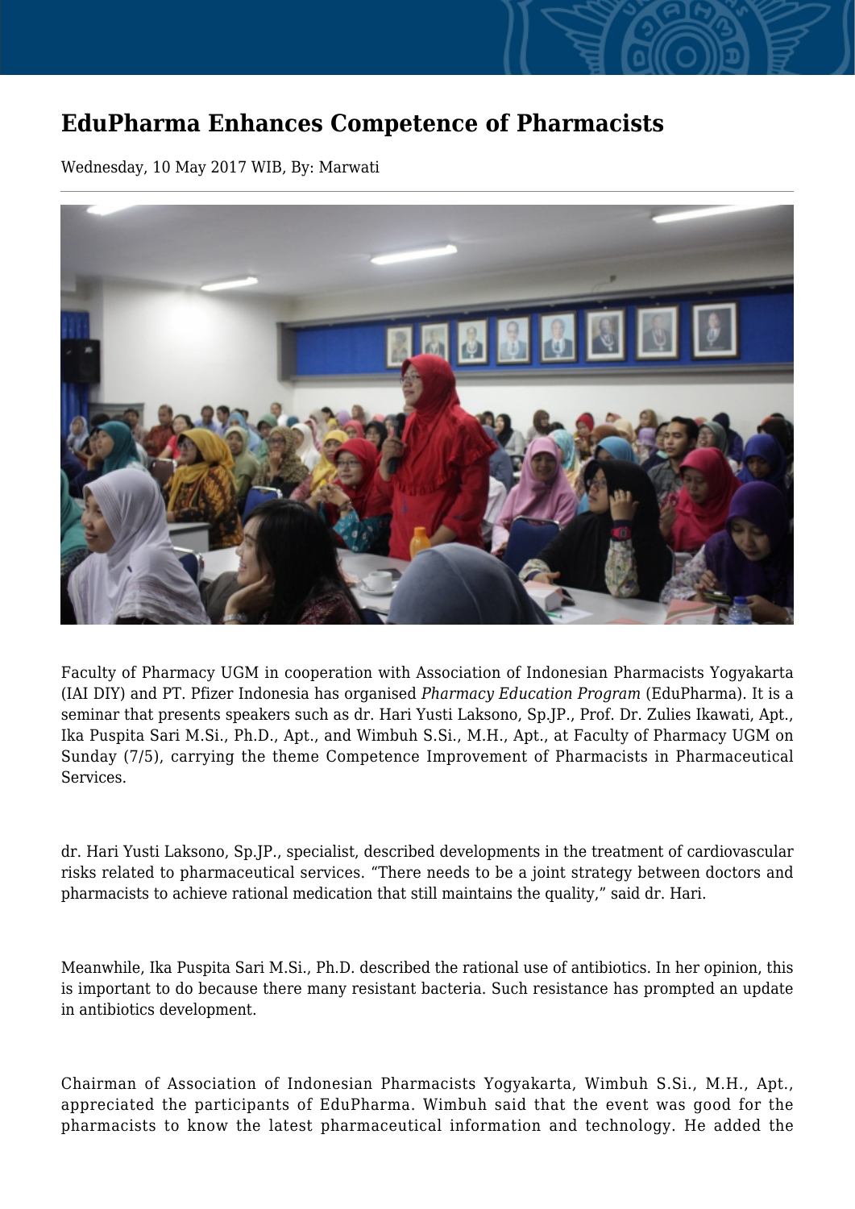# EduPharma Enhances Competence of Pharmacists

Wednesday, 10 May 2017 WIB, By: Marwati

Faculty of Pharmacy UGM in cooperation with Association of Indonesian Pharmacists Yogyakarta (IAI DIY) and PT. Pfizer Indonesia has organised *Pharmacy Education Program* (EduPharma). It is a seminar that presents speakers such as dr. Hari Yusti Laksono, Sp.JP., Prof. Dr. Zulies Ikawati, Apt., Ika Puspita Sari M.Si., Ph.D., Apt., and Wimbuh S.Si., M.H., Apt., at Faculty of Pharmacy UGM on Sunday (7/5), carrying the theme Competence Improvement of Pharmacists in Pharmaceutical Services.

dr. Hari Yusti Laksono, Sp.JP., specialist, described developments in the treatment of cardiovascular risks related to pharmaceutical services. "There needs to be a joint strategy between doctors and pharmacists to achieve rational medication that still maintains the quality," said dr. Hari.

Meanwhile, Ika Puspita Sari M.Si., Ph.D. described the rational use of antibiotics. In her opinion, this is important to do because there many resistant bacteria. Such resistance has prompted an update in antibiotics development.

Chairman of Association of Indonesian Pharmacists Yogyakarta, Wimbuh S.Si., M.H., Apt., appreciated the participants of EduPharma. Wimbuh said that the event was good for the pharmacists to know the latest pharmaceutical information and technology. He added the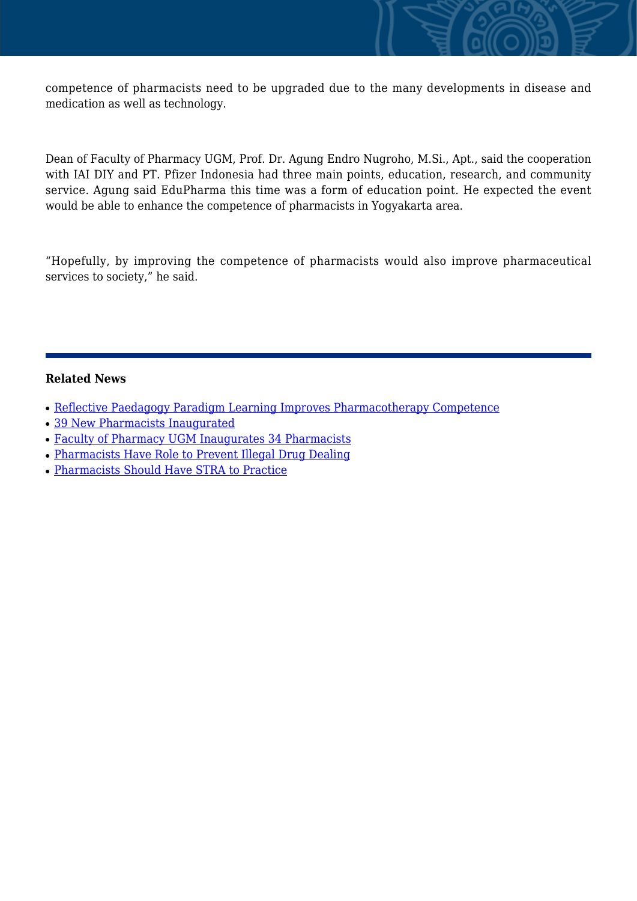competence of pharmacists need to be upgraded due to the many developments in disease and medication as well as technology.

Dean of Faculty of Pharmacy UGM, Prof. Dr. Agung Endro Nugroho, M.Si., Apt., said the cooperation with IAI DIY and PT. Pfizer Indonesia had three main points, education, research, and community service. Agung said EduPharma this time was a form of education point. He expected the event would be able to enhance the competence of pharmacists in Yogyakarta area.

"Hopefully, by improving the competence of pharmacists would also improve pharmaceutical services to society," he said.

---

**Related News**

- Reflective Paedagogy Paradigm Learning Improves Pharmacotherapy Competence
- 39 New Pharmacists Inaugurated
- Faculty of Pharmacy UGM Inaugurates 34 Pharmacists
- Pharmacists Have Role to Prevent Illegal Drug Dealing
- Pharmacists Should Have STRA to Practice